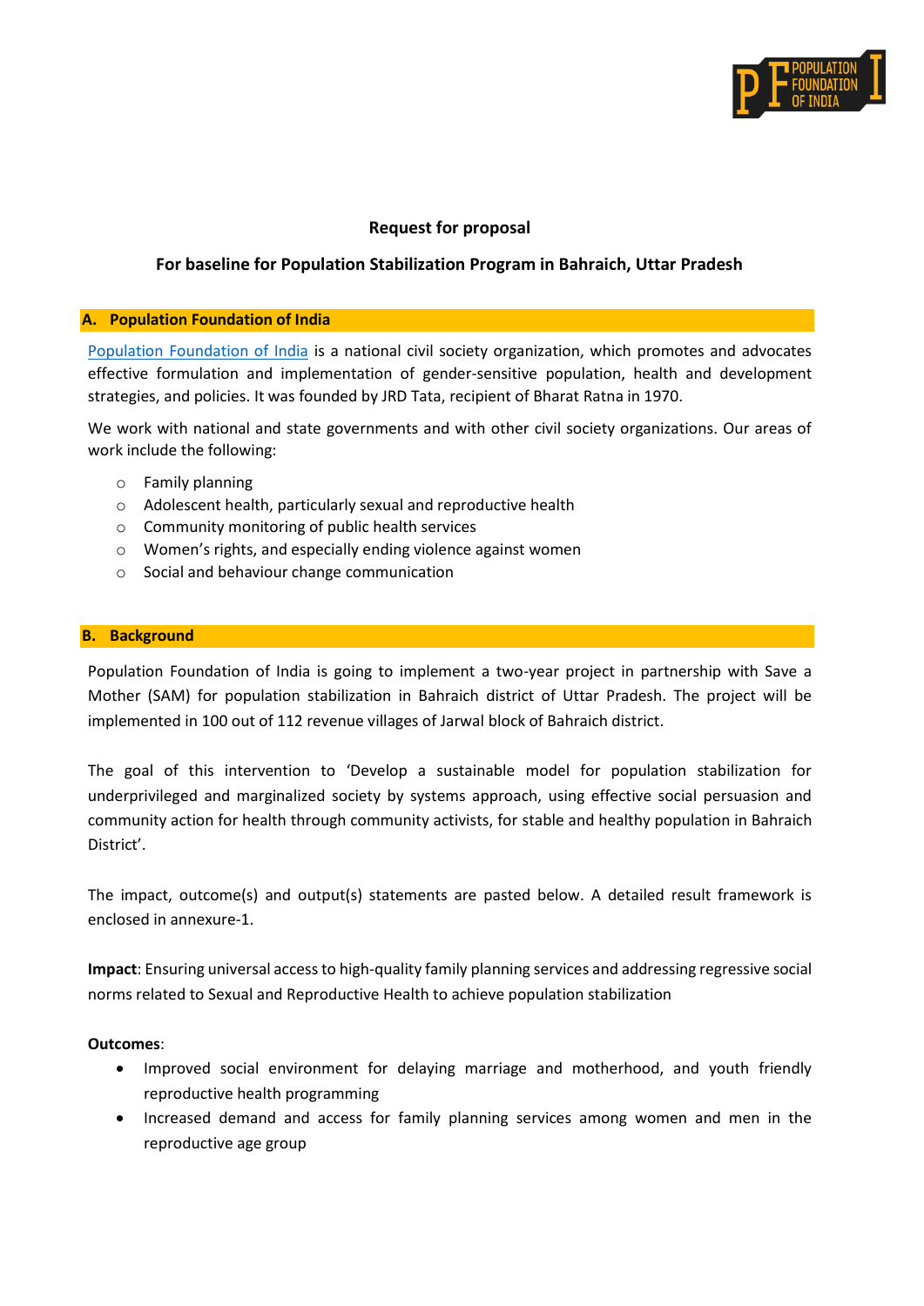**Request for proposal**

**For baseline for Population Stabilization Program in Bahraich, Uttar Pradesh**

## A. Population Foundation of India

Population Foundation of India is a national civil society organization, which promotes and advocates effective formulation and implementation of gender-sensitive population, health and development strategies, and policies. It was founded by JRD Tata, recipient of Bharat Ratna in 1970.

We work with national and state governments and with other civil society organizations. Our areas of work include the following:

- Family planning
- Adolescent health, particularly sexual and reproductive health
- Community monitoring of public health services
- Women's rights, and especially ending violence against women
- Social and behaviour change communication

## B. Background

Population Foundation of India is going to implement a two-year project in partnership with Save a Mother (SAM) for population stabilization in Bahraich district of Uttar Pradesh. The project will be implemented in 100 out of 112 revenue villages of Jarwal block of Bahraich district.

The goal of this intervention to 'Develop a sustainable model for population stabilization for underprivileged and marginalized society by systems approach, using effective social persuasion and community action for health through community activists, for stable and healthy population in Bahraich District'.

The impact, outcome(s) and output(s) statements are pasted below. A detailed result framework is enclosed in annexure-1.

**Impact**: Ensuring universal access to high-quality family planning services and addressing regressive social norms related to Sexual and Reproductive Health to achieve population stabilization

**Outcomes**:

- Improved social environment for delaying marriage and motherhood, and youth friendly reproductive health programming
- Increased demand and access for family planning services among women and men in the reproductive age group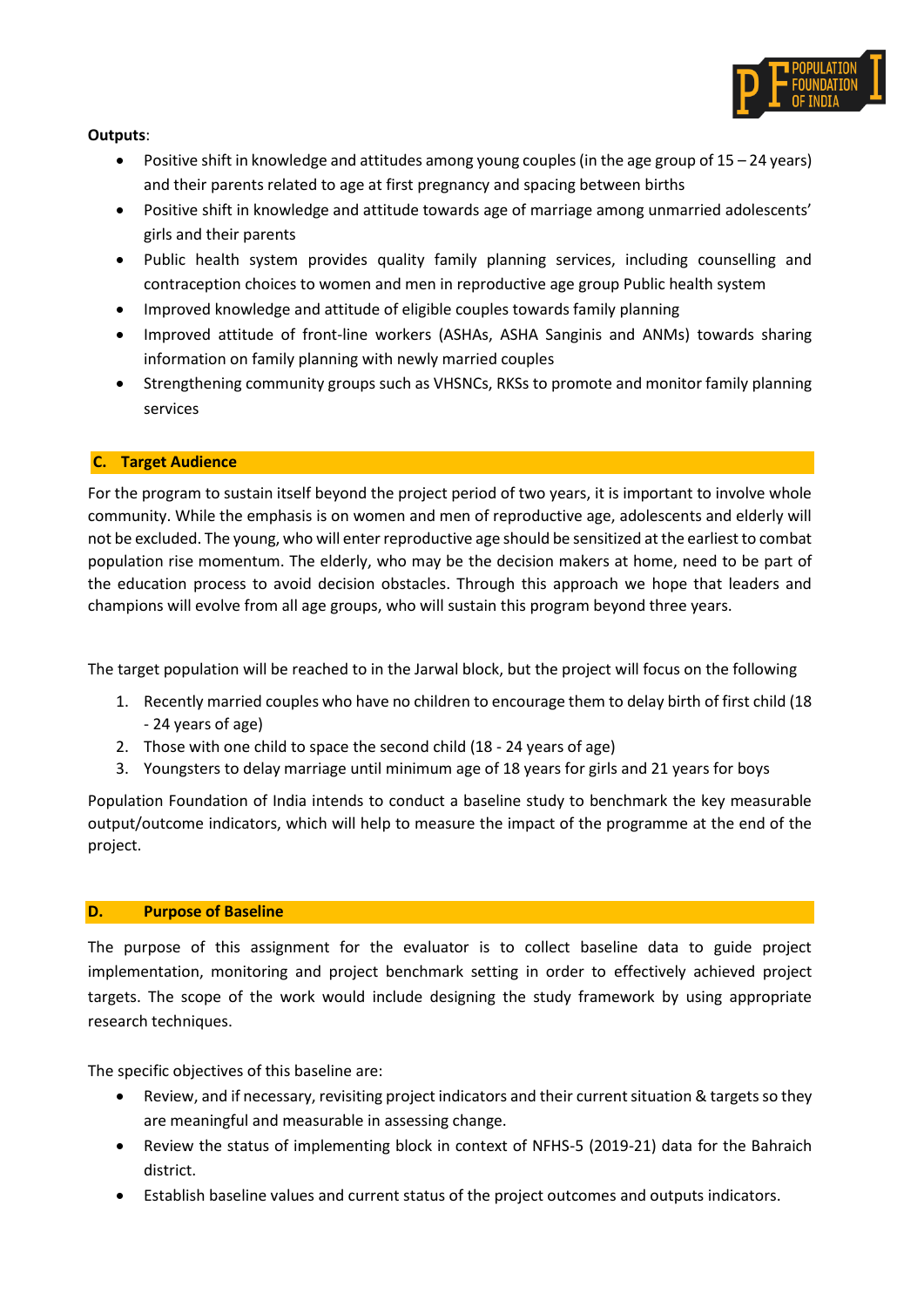**Outputs**:

- Positive shift in knowledge and attitudes among young couples (in the age group of 15 – 24 years) and their parents related to age at first pregnancy and spacing between births
- Positive shift in knowledge and attitude towards age of marriage among unmarried adolescents' girls and their parents
- Public health system provides quality family planning services, including counselling and contraception choices to women and men in reproductive age group Public health system
- Improved knowledge and attitude of eligible couples towards family planning
- Improved attitude of front-line workers (ASHAs, ASHA Sanginis and ANMs) towards sharing information on family planning with newly married couples
- Strengthening community groups such as VHSNCs, RKSs to promote and monitor family planning services

## C. Target Audience

For the program to sustain itself beyond the project period of two years, it is important to involve whole community. While the emphasis is on women and men of reproductive age, adolescents and elderly will not be excluded. The young, who will enter reproductive age should be sensitized at the earliest to combat population rise momentum. The elderly, who may be the decision makers at home, need to be part of the education process to avoid decision obstacles. Through this approach we hope that leaders and champions will evolve from all age groups, who will sustain this program beyond three years.

The target population will be reached to in the Jarwal block, but the project will focus on the following

1. Recently married couples who have no children to encourage them to delay birth of first child (18 - 24 years of age)
2. Those with one child to space the second child (18 - 24 years of age)
3. Youngsters to delay marriage until minimum age of 18 years for girls and 21 years for boys

Population Foundation of India intends to conduct a baseline study to benchmark the key measurable output/outcome indicators, which will help to measure the impact of the programme at the end of the project.

## D. Purpose of Baseline

The purpose of this assignment for the evaluator is to collect baseline data to guide project implementation, monitoring and project benchmark setting in order to effectively achieved project targets. The scope of the work would include designing the study framework by using appropriate research techniques.

The specific objectives of this baseline are:

- Review, and if necessary, revisiting project indicators and their current situation & targets so they are meaningful and measurable in assessing change.
- Review the status of implementing block in context of NFHS-5 (2019-21) data for the Bahraich district.
- Establish baseline values and current status of the project outcomes and outputs indicators.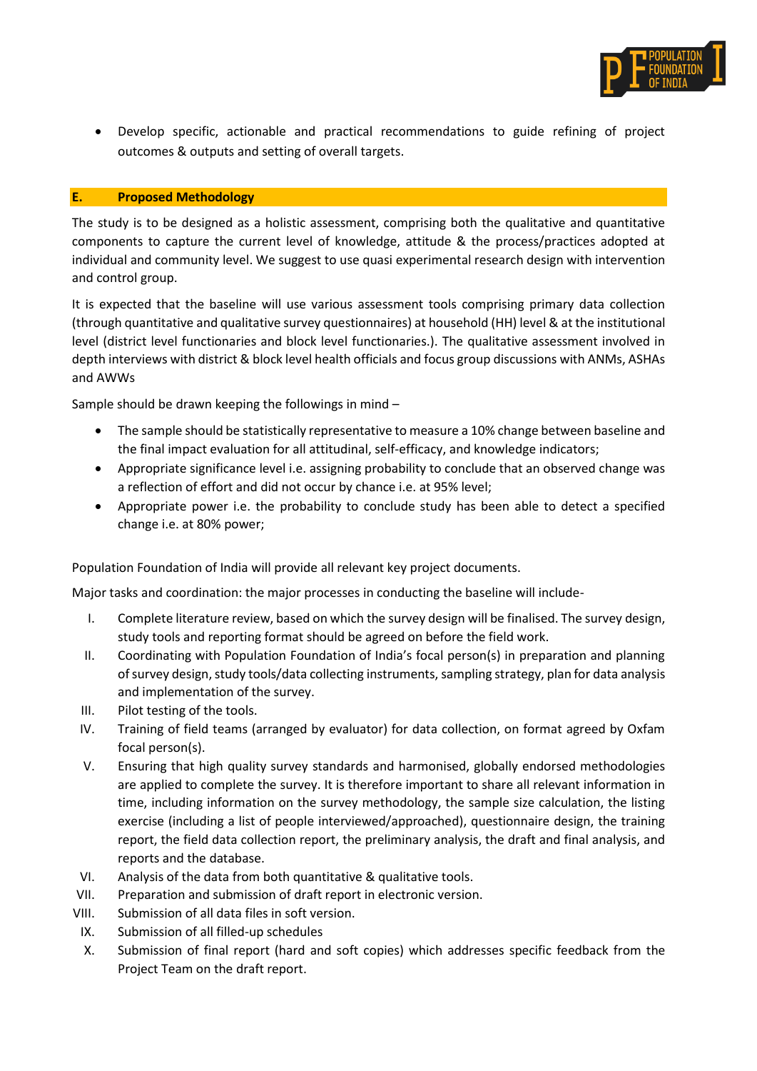- Develop specific, actionable and practical recommendations to guide refining of project outcomes & outputs and setting of overall targets.

## E. Proposed Methodology

The study is to be designed as a holistic assessment, comprising both the qualitative and quantitative components to capture the current level of knowledge, attitude & the process/practices adopted at individual and community level. We suggest to use quasi experimental research design with intervention and control group.

It is expected that the baseline will use various assessment tools comprising primary data collection (through quantitative and qualitative survey questionnaires) at household (HH) level & at the institutional level (district level functionaries and block level functionaries.). The qualitative assessment involved in depth interviews with district & block level health officials and focus group discussions with ANMs, ASHAs and AWWs

Sample should be drawn keeping the followings in mind –

- The sample should be statistically representative to measure a 10% change between baseline and the final impact evaluation for all attitudinal, self-efficacy, and knowledge indicators;
- Appropriate significance level i.e. assigning probability to conclude that an observed change was a reflection of effort and did not occur by chance i.e. at 95% level;
- Appropriate power i.e. the probability to conclude study has been able to detect a specified change i.e. at 80% power;

Population Foundation of India will provide all relevant key project documents.

Major tasks and coordination: the major processes in conducting the baseline will include-

I. Complete literature review, based on which the survey design will be finalised. The survey design, study tools and reporting format should be agreed on before the field work.
II. Coordinating with Population Foundation of India's focal person(s) in preparation and planning of survey design, study tools/data collecting instruments, sampling strategy, plan for data analysis and implementation of the survey.
III. Pilot testing of the tools.
IV. Training of field teams (arranged by evaluator) for data collection, on format agreed by Oxfam focal person(s).
V. Ensuring that high quality survey standards and harmonised, globally endorsed methodologies are applied to complete the survey. It is therefore important to share all relevant information in time, including information on the survey methodology, the sample size calculation, the listing exercise (including a list of people interviewed/approached), questionnaire design, the training report, the field data collection report, the preliminary analysis, the draft and final analysis, and reports and the database.
VI. Analysis of the data from both quantitative & qualitative tools.
VII. Preparation and submission of draft report in electronic version.
VIII. Submission of all data files in soft version.
IX. Submission of all filled-up schedules
X. Submission of final report (hard and soft copies) which addresses specific feedback from the Project Team on the draft report.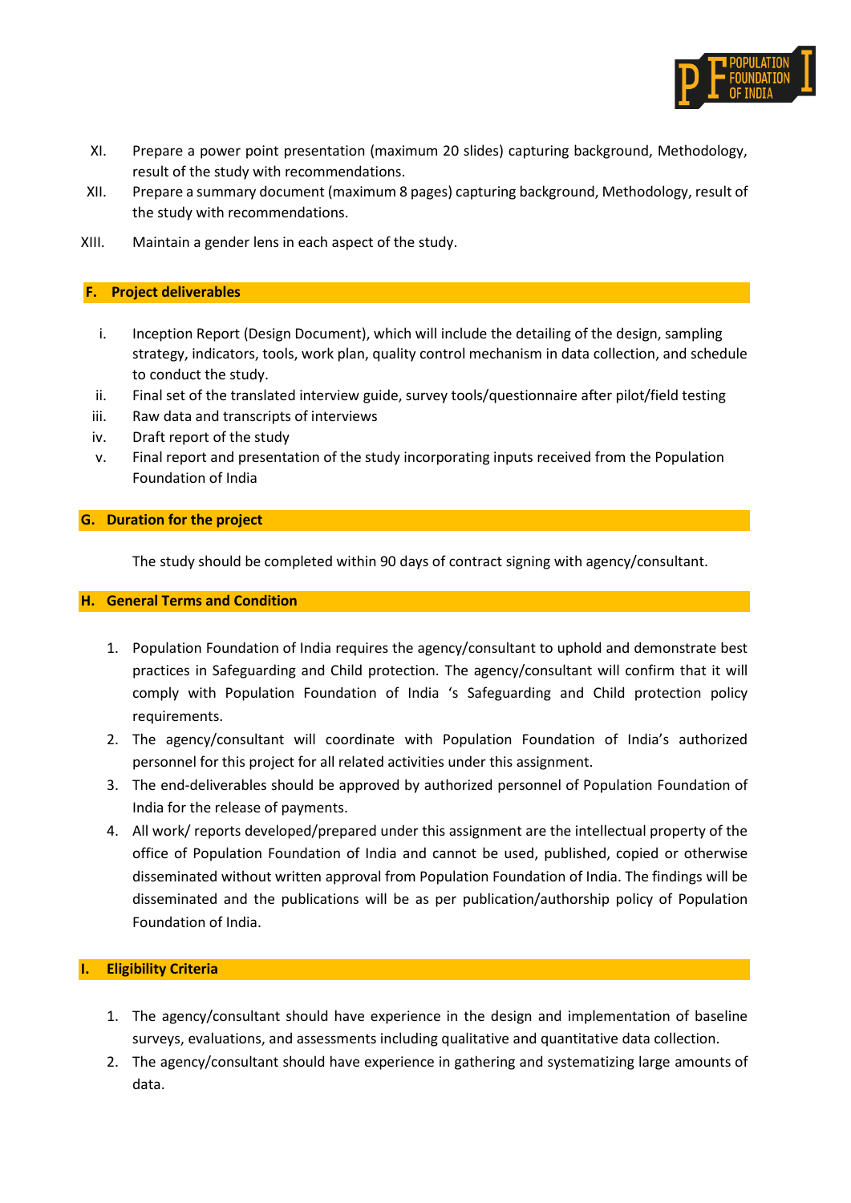XI. Prepare a power point presentation (maximum 20 slides) capturing background, Methodology, result of the study with recommendations.

XII. Prepare a summary document (maximum 8 pages) capturing background, Methodology, result of the study with recommendations.

XIII. Maintain a gender lens in each aspect of the study.

## F. Project deliverables

i. Inception Report (Design Document), which will include the detailing of the design, sampling strategy, indicators, tools, work plan, quality control mechanism in data collection, and schedule to conduct the study.

ii. Final set of the translated interview guide, survey tools/questionnaire after pilot/field testing

iii. Raw data and transcripts of interviews

iv. Draft report of the study

v. Final report and presentation of the study incorporating inputs received from the Population Foundation of India

## G. Duration for the project

The study should be completed within 90 days of contract signing with agency/consultant.

## H. General Terms and Condition

1. Population Foundation of India requires the agency/consultant to uphold and demonstrate best practices in Safeguarding and Child protection. The agency/consultant will confirm that it will comply with Population Foundation of India 's Safeguarding and Child protection policy requirements.
2. The agency/consultant will coordinate with Population Foundation of India's authorized personnel for this project for all related activities under this assignment.
3. The end-deliverables should be approved by authorized personnel of Population Foundation of India for the release of payments.
4. All work/ reports developed/prepared under this assignment are the intellectual property of the office of Population Foundation of India and cannot be used, published, copied or otherwise disseminated without written approval from Population Foundation of India. The findings will be disseminated and the publications will be as per publication/authorship policy of Population Foundation of India.

## I. Eligibility Criteria

1. The agency/consultant should have experience in the design and implementation of baseline surveys, evaluations, and assessments including qualitative and quantitative data collection.
2. The agency/consultant should have experience in gathering and systematizing large amounts of data.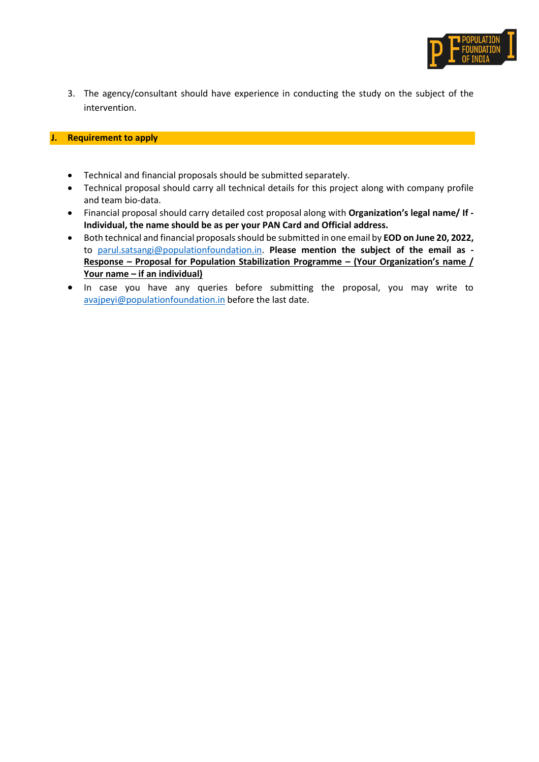3. The agency/consultant should have experience in conducting the study on the subject of the intervention.

## J. Requirement to apply

- Technical and financial proposals should be submitted separately.
- Technical proposal should carry all technical details for this project along with company profile and team bio-data.
- Financial proposal should carry detailed cost proposal along with **Organization's legal name/ If - Individual, the name should be as per your PAN Card and Official address.**
- Both technical and financial proposals should be submitted in one email by **EOD on June 20, 2022,** to parul.satsangi@populationfoundation.in. **Please mention the subject of the email as - Response – Proposal for Population Stabilization Programme – (Your Organization's name / Your name – if an individual)**
- In case you have any queries before submitting the proposal, you may write to avajpeyi@populationfoundation.in before the last date.